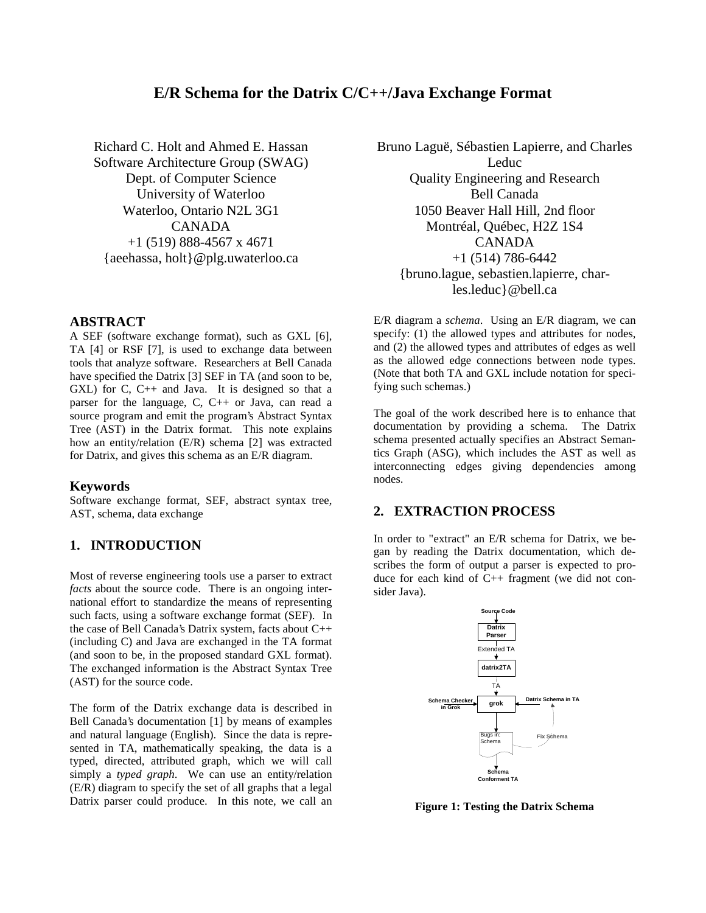# E/R Schema for the Datrix C/C++/Java Exchange Format

Richard C. Holt and Ahmed E. Hassan
Software Architecture Group (SWAG)
Dept. of Computer Science
University of Waterloo
Waterloo, Ontario N2L 3G1
CANADA
+1 (519) 888-4567 x 4671
{aeehassa, holt}@plg.uwaterloo.ca

Bruno Laguë, Sébastien Lapierre, and Charles Leduc
Quality Engineering and Research
Bell Canada
1050 Beaver Hall Hill, 2nd floor
Montréal, Québec, H2Z 1S4
CANADA
+1 (514) 786-6442
{bruno.lague, sebastien.lapierre, charles.leduc}@bell.ca

## ABSTRACT

A SEF (software exchange format), such as GXL [6], TA [4] or RSF [7], is used to exchange data between tools that analyze software. Researchers at Bell Canada have specified the Datrix [3] SEF in TA (and soon to be, GXL) for C, C++ and Java. It is designed so that a parser for the language, C, C++ or Java, can read a source program and emit the program's Abstract Syntax Tree (AST) in the Datrix format. This note explains how an entity/relation (E/R) schema [2] was extracted for Datrix, and gives this schema as an E/R diagram.

### Keywords

Software exchange format, SEF, abstract syntax tree, AST, schema, data exchange

## 1. INTRODUCTION

Most of reverse engineering tools use a parser to extract *facts* about the source code. There is an ongoing international effort to standardize the means of representing such facts, using a software exchange format (SEF). In the case of Bell Canada's Datrix system, facts about C++ (including C) and Java are exchanged in the TA format (and soon to be, in the proposed standard GXL format). The exchanged information is the Abstract Syntax Tree (AST) for the source code.

The form of the Datrix exchange data is described in Bell Canada's documentation [1] by means of examples and natural language (English). Since the data is represented in TA, mathematically speaking, the data is a typed, directed, attributed graph, which we will call simply a *typed graph*. We can use an entity/relation (E/R) diagram to specify the set of all graphs that a legal Datrix parser could produce. In this note, we call an E/R diagram a *schema*. Using an E/R diagram, we can specify: (1) the allowed types and attributes for nodes, and (2) the allowed types and attributes of edges as well as the allowed edge connections between node types. (Note that both TA and GXL include notation for specifying such schemas.)

The goal of the work described here is to enhance that documentation by providing a schema. The Datrix schema presented actually specifies an Abstract Semantics Graph (ASG), which includes the AST as well as interconnecting edges giving dependencies among nodes.

## 2. EXTRACTION PROCESS

In order to "extract" an E/R schema for Datrix, we began by reading the Datrix documentation, which describes the form of output a parser is expected to produce for each kind of C++ fragment (we did not consider Java).

Source Code → Datrix Parser → Extended TA → datrix2TA → TA → grok (Schema Checker in Grok; Datrix Schema in TA) → Bugs in: Schema (Fix Schema) → Schema Conforment TA

**Figure 1: Testing the Datrix Schema**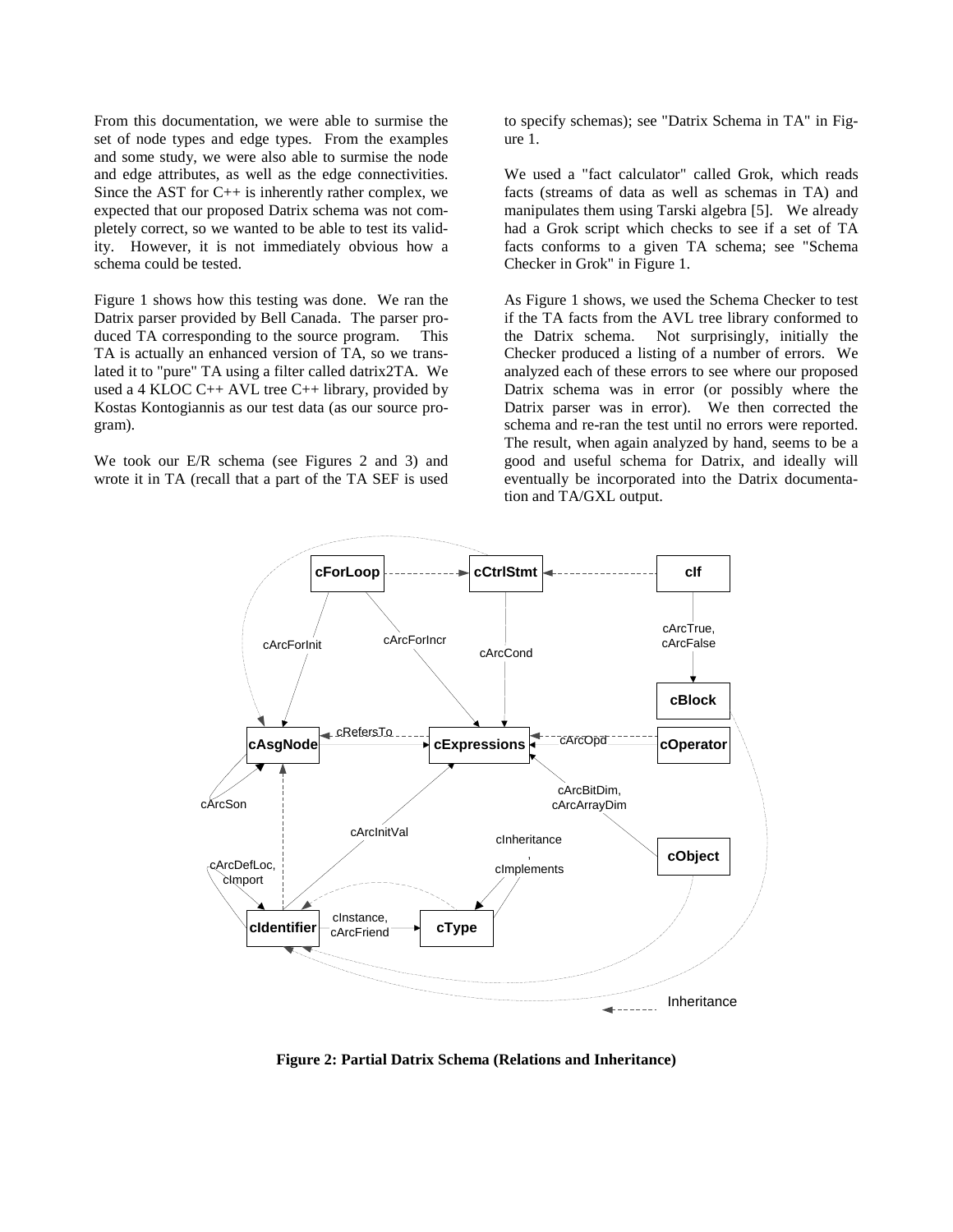From this documentation, we were able to surmise the set of node types and edge types. From the examples and some study, we were also able to surmise the node and edge attributes, as well as the edge connectivities. Since the AST for C++ is inherently rather complex, we expected that our proposed Datrix schema was not completely correct, so we wanted to be able to test its validity. However, it is not immediately obvious how a schema could be tested.

Figure 1 shows how this testing was done. We ran the Datrix parser provided by Bell Canada. The parser produced TA corresponding to the source program. This TA is actually an enhanced version of TA, so we translated it to "pure" TA using a filter called datrix2TA. We used a 4 KLOC C++ AVL tree C++ library, provided by Kostas Kontogiannis as our test data (as our source program).

We took our E/R schema (see Figures 2 and 3) and wrote it in TA (recall that a part of the TA SEF is used to specify schemas); see "Datrix Schema in TA" in Figure 1.

We used a "fact calculator" called Grok, which reads facts (streams of data as well as schemas in TA) and manipulates them using Tarski algebra [5]. We already had a Grok script which checks to see if a set of TA facts conforms to a given TA schema; see "Schema Checker in Grok" in Figure 1.

As Figure 1 shows, we used the Schema Checker to test if the TA facts from the AVL tree library conformed to the Datrix schema. Not surprisingly, initially the Checker produced a listing of a number of errors. We analyzed each of these errors to see where our proposed Datrix schema was in error (or possibly where the Datrix parser was in error). We then corrected the schema and re-ran the test until no errors were reported. The result, when again analyzed by hand, seems to be a good and useful schema for Datrix, and ideally will eventually be incorporated into the Datrix documentation and TA/GXL output.

**Figure 2: Partial Datrix Schema (Relations and Inheritance)**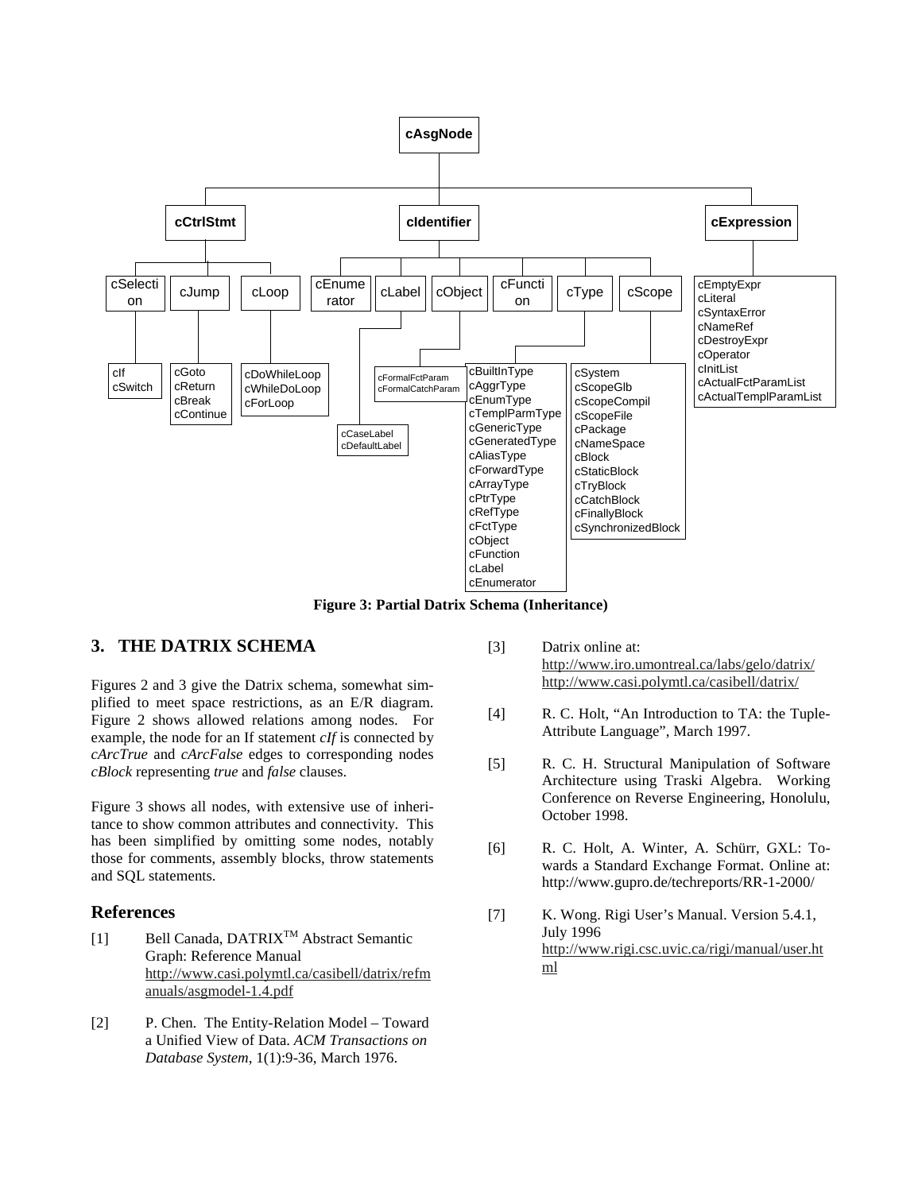cAsgNode

cCtrlStmt

cIdentifier

cExpression

cSelection

cJump

cLoop

cEnumerator

cLabel

cObject

cFunction

cType

cScope

cIf
cSwitch

cGoto
cReturn
cBreak
cContinue

cDoWhileLoop
cWhileDoLoop
cForLoop

cCaseLabel
cDefaultLabel

cFormalFctParam
cFormalCatchParam

cBuiltInType
cAggrType
cEnumType
cTemplParmType
cGenericType
cGeneratedType
cAliasType
cForwardType
cArrayType
cPtrType
cRefType
cFctType
cObject
cFunction
cLabel
cEnumerator

cSystem
cScopeGlb
cScopeCompil
cScopeFile
cPackage
cNameSpace
cBlock
cStaticBlock
cTryBlock
cCatchBlock
cFinallyBlock
cSynchronizedBlock

cEmptyExpr
cLiteral
cSyntaxError
cNameRef
cDestroyExpr
cOperator
cInitList
cActualFctParamList
cActualTemplParamList

**Figure 3: Partial Datrix Schema (Inheritance)**

## 3. THE DATRIX SCHEMA

Figures 2 and 3 give the Datrix schema, somewhat simplified to meet space restrictions, as an E/R diagram. Figure 2 shows allowed relations among nodes. For example, the node for an If statement *cIf* is connected by *cArcTrue* and *cArcFalse* edges to corresponding nodes *cBlock* representing *true* and *false* clauses.

Figure 3 shows all nodes, with extensive use of inheritance to show common attributes and connectivity. This has been simplified by omitting some nodes, notably those for comments, assembly blocks, throw statements and SQL statements.

## References

[1] Bell Canada, DATRIX™ Abstract Semantic Graph: Reference Manual http://www.casi.polymtl.ca/casibell/datrix/refmanuals/asgmodel-1.4.pdf

[2] P. Chen. The Entity-Relation Model – Toward a Unified View of Data. *ACM Transactions on Database System*, 1(1):9-36, March 1976.

[3] Datrix online at: http://www.iro.umontreal.ca/labs/gelo/datrix/ http://www.casi.polymtl.ca/casibell/datrix/

[4] R. C. Holt, "An Introduction to TA: the Tuple-Attribute Language", March 1997.

[5] R. C. H. Structural Manipulation of Software Architecture using Traski Algebra. Working Conference on Reverse Engineering, Honolulu, October 1998.

[6] R. C. Holt, A. Winter, A. Schürr, GXL: Towards a Standard Exchange Format. Online at: http://www.gupro.de/techreports/RR-1-2000/

[7] K. Wong. Rigi User's Manual. Version 5.4.1, July 1996 http://www.rigi.csc.uvic.ca/rigi/manual/user.html